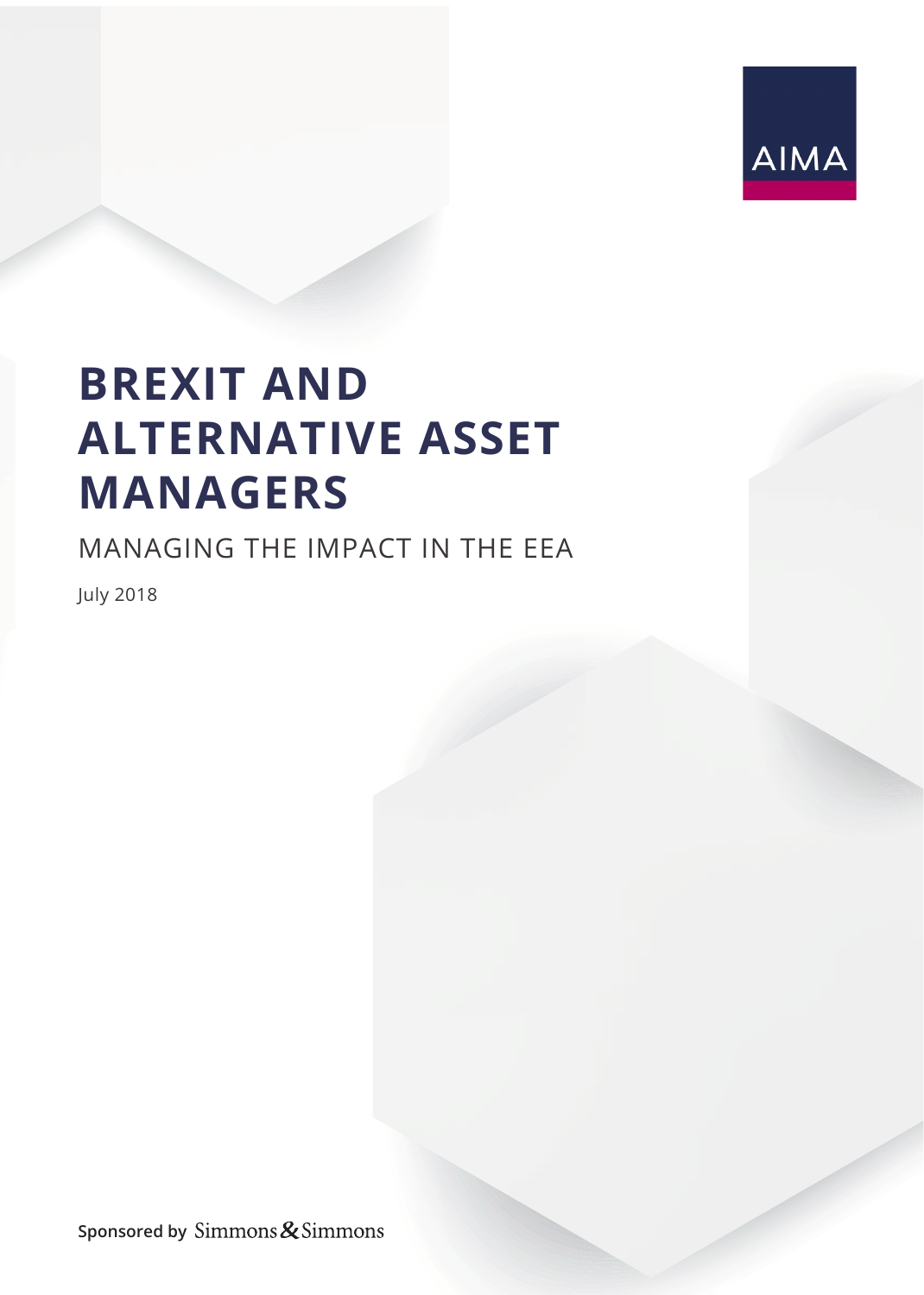AIMA

# BREXIT AND ALTERNATIVE ASSET MANAGERS

## MANAGING THE IMPACT IN THE EEA

July 2018

**Sponsored by** Simmons & Simmons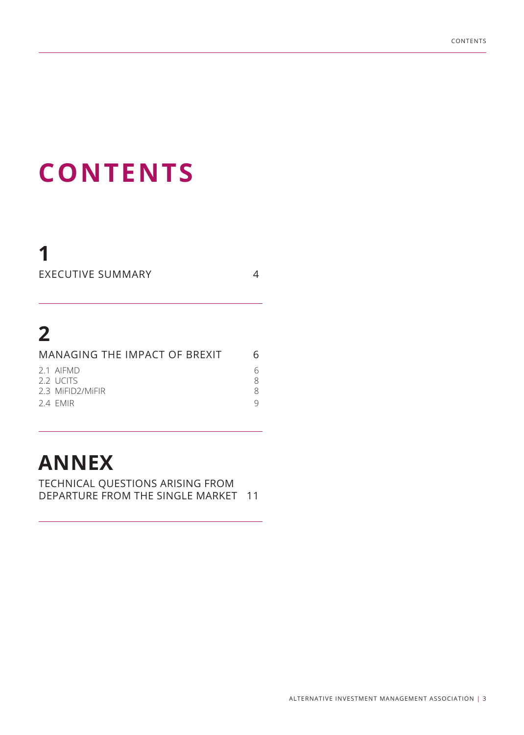# CONTENTS

## 1

EXECUTIVE SUMMARY 4

## 2

MANAGING THE IMPACT OF BREXIT 6

2.1 AIFMD 6
2.2 UCITS 8
2.3 MiFID2/MiFIR 8
2.4 EMIR 9

## ANNEX

TECHNICAL QUESTIONS ARISING FROM DEPARTURE FROM THE SINGLE MARKET 11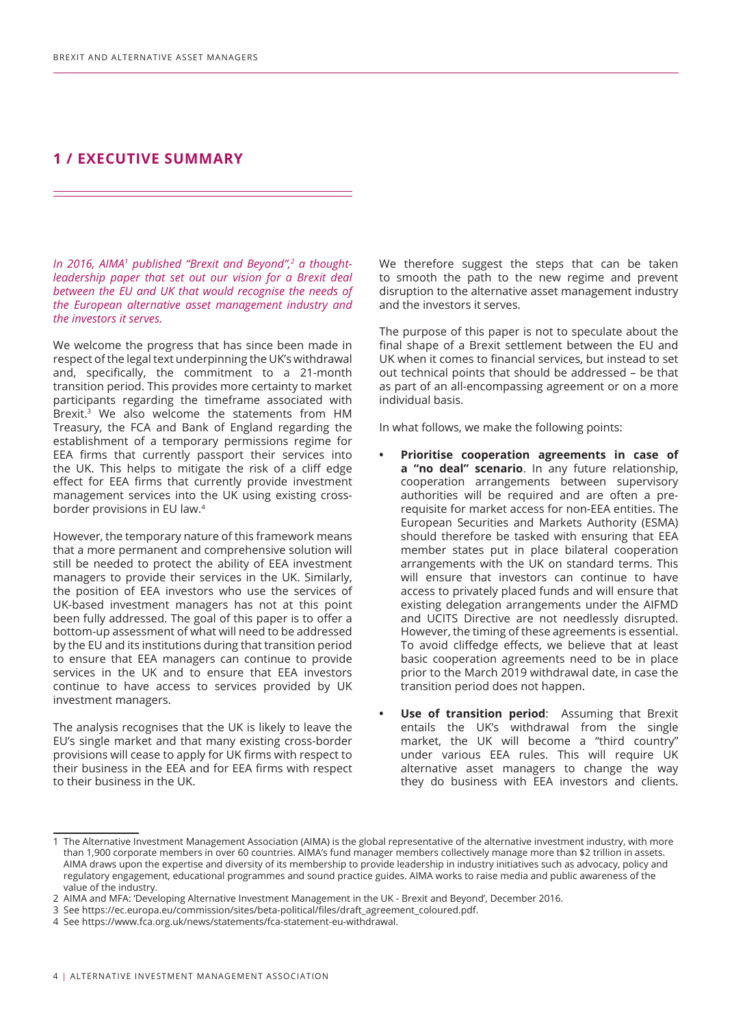## 1 / EXECUTIVE SUMMARY

*In 2016, AIMA[1] published "Brexit and Beyond",[2] a thought-leadership paper that set out our vision for a Brexit deal between the EU and UK that would recognise the needs of the European alternative asset management industry and the investors it serves.*

We welcome the progress that has since been made in respect of the legal text underpinning the UK's withdrawal and, specifically, the commitment to a 21-month transition period. This provides more certainty to market participants regarding the timeframe associated with Brexit.[3] We also welcome the statements from HM Treasury, the FCA and Bank of England regarding the establishment of a temporary permissions regime for EEA firms that currently passport their services into the UK. This helps to mitigate the risk of a cliff edge effect for EEA firms that currently provide investment management services into the UK using existing cross-border provisions in EU law.[4]

However, the temporary nature of this framework means that a more permanent and comprehensive solution will still be needed to protect the ability of EEA investment managers to provide their services in the UK. Similarly, the position of EEA investors who use the services of UK-based investment managers has not at this point been fully addressed. The goal of this paper is to offer a bottom-up assessment of what will need to be addressed by the EU and its institutions during that transition period to ensure that EEA managers can continue to provide services in the UK and to ensure that EEA investors continue to have access to services provided by UK investment managers.

The analysis recognises that the UK is likely to leave the EU's single market and that many existing cross-border provisions will cease to apply for UK firms with respect to their business in the EEA and for EEA firms with respect to their business in the UK.

We therefore suggest the steps that can be taken to smooth the path to the new regime and prevent disruption to the alternative asset management industry and the investors it serves.

The purpose of this paper is not to speculate about the final shape of a Brexit settlement between the EU and UK when it comes to financial services, but instead to set out technical points that should be addressed – be that as part of an all-encompassing agreement or on a more individual basis.

In what follows, we make the following points:

- **Prioritise cooperation agreements in case of a "no deal" scenario**. In any future relationship, cooperation arrangements between supervisory authorities will be required and are often a pre-requisite for market access for non-EEA entities. The European Securities and Markets Authority (ESMA) should therefore be tasked with ensuring that EEA member states put in place bilateral cooperation arrangements with the UK on standard terms. This will ensure that investors can continue to have access to privately placed funds and will ensure that existing delegation arrangements under the AIFMD and UCITS Directive are not needlessly disrupted. However, the timing of these agreements is essential. To avoid cliffedge effects, we believe that at least basic cooperation agreements need to be in place prior to the March 2019 withdrawal date, in case the transition period does not happen.
- **Use of transition period**: Assuming that Brexit entails the UK's withdrawal from the single market, the UK will become a "third country" under various EEA rules. This will require UK alternative asset managers to change the way they do business with EEA investors and clients.

---

1 The Alternative Investment Management Association (AIMA) is the global representative of the alternative investment industry, with more than 1,900 corporate members in over 60 countries. AIMA's fund manager members collectively manage more than $2 trillion in assets. AIMA draws upon the expertise and diversity of its membership to provide leadership in industry initiatives such as advocacy, policy and regulatory engagement, educational programmes and sound practice guides. AIMA works to raise media and public awareness of the value of the industry.

2 AIMA and MFA: 'Developing Alternative Investment Management in the UK - Brexit and Beyond', December 2016.

3 See https://ec.europa.eu/commission/sites/beta-political/files/draft_agreement_coloured.pdf.

4 See https://www.fca.org.uk/news/statements/fca-statement-eu-withdrawal.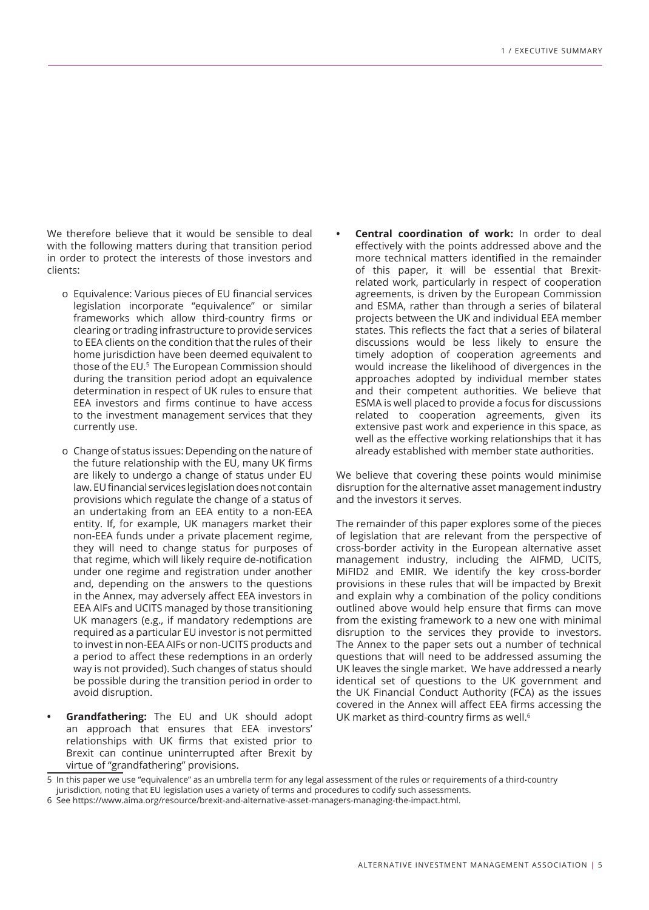We therefore believe that it would be sensible to deal with the following matters during that transition period in order to protect the interests of those investors and clients:

- o Equivalence: Various pieces of EU financial services legislation incorporate "equivalence" or similar frameworks which allow third-country firms or clearing or trading infrastructure to provide services to EEA clients on the condition that the rules of their home jurisdiction have been deemed equivalent to those of the EU.[5] The European Commission should during the transition period adopt an equivalence determination in respect of UK rules to ensure that EEA investors and firms continue to have access to the investment management services that they currently use.

- o Change of status issues: Depending on the nature of the future relationship with the EU, many UK firms are likely to undergo a change of status under EU law. EU financial services legislation does not contain provisions which regulate the change of a status of an undertaking from an EEA entity to a non-EEA entity. If, for example, UK managers market their non-EEA funds under a private placement regime, they will need to change status for purposes of that regime, which will likely require de-notification under one regime and registration under another and, depending on the answers to the questions in the Annex, may adversely affect EEA investors in EEA AIFs and UCITS managed by those transitioning UK managers (e.g., if mandatory redemptions are required as a particular EU investor is not permitted to invest in non-EEA AIFs or non-UCITS products and a period to affect these redemptions in an orderly way is not provided). Such changes of status should be possible during the transition period in order to avoid disruption.

- **Grandfathering:** The EU and UK should adopt an approach that ensures that EEA investors' relationships with UK firms that existed prior to Brexit can continue uninterrupted after Brexit by virtue of "grandfathering" provisions.

- **Central coordination of work:** In order to deal effectively with the points addressed above and the more technical matters identified in the remainder of this paper, it will be essential that Brexit-related work, particularly in respect of cooperation agreements, is driven by the European Commission and ESMA, rather than through a series of bilateral projects between the UK and individual EEA member states. This reflects the fact that a series of bilateral discussions would be less likely to ensure the timely adoption of cooperation agreements and would increase the likelihood of divergences in the approaches adopted by individual member states and their competent authorities. We believe that ESMA is well placed to provide a focus for discussions related to cooperation agreements, given its extensive past work and experience in this space, as well as the effective working relationships that it has already established with member state authorities.

We believe that covering these points would minimise disruption for the alternative asset management industry and the investors it serves.

The remainder of this paper explores some of the pieces of legislation that are relevant from the perspective of cross-border activity in the European alternative asset management industry, including the AIFMD, UCITS, MiFID2 and EMIR. We identify the key cross-border provisions in these rules that will be impacted by Brexit and explain why a combination of the policy conditions outlined above would help ensure that firms can move from the existing framework to a new one with minimal disruption to the services they provide to investors. The Annex to the paper sets out a number of technical questions that will need to be addressed assuming the UK leaves the single market. We have addressed a nearly identical set of questions to the UK government and the UK Financial Conduct Authority (FCA) as the issues covered in the Annex will affect EEA firms accessing the UK market as third-country firms as well.[6]

---

5 In this paper we use "equivalence" as an umbrella term for any legal assessment of the rules or requirements of a third-country jurisdiction, noting that EU legislation uses a variety of terms and procedures to codify such assessments.

6 See https://www.aima.org/resource/brexit-and-alternative-asset-managers-managing-the-impact.html.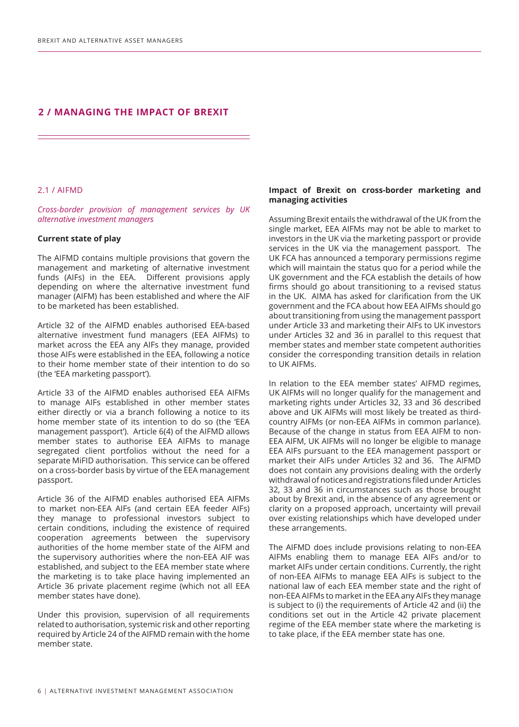## 2 / MANAGING THE IMPACT OF BREXIT

### 2.1 / AIFMD

*Cross-border provision of management services by UK alternative investment managers*

**Current state of play**

The AIFMD contains multiple provisions that govern the management and marketing of alternative investment funds (AIFs) in the EEA. Different provisions apply depending on where the alternative investment fund manager (AIFM) has been established and where the AIF to be marketed has been established.

Article 32 of the AIFMD enables authorised EEA-based alternative investment fund managers (EEA AIFMs) to market across the EEA any AIFs they manage, provided those AIFs were established in the EEA, following a notice to their home member state of their intention to do so (the 'EEA marketing passport').

Article 33 of the AIFMD enables authorised EEA AIFMs to manage AIFs established in other member states either directly or via a branch following a notice to its home member state of its intention to do so (the 'EEA management passport'). Article 6(4) of the AIFMD allows member states to authorise EEA AIFMs to manage segregated client portfolios without the need for a separate MiFID authorisation. This service can be offered on a cross-border basis by virtue of the EEA management passport.

Article 36 of the AIFMD enables authorised EEA AIFMs to market non-EEA AIFs (and certain EEA feeder AIFs) they manage to professional investors subject to certain conditions, including the existence of required cooperation agreements between the supervisory authorities of the home member state of the AIFM and the supervisory authorities where the non-EEA AIF was established, and subject to the EEA member state where the marketing is to take place having implemented an Article 36 private placement regime (which not all EEA member states have done).

Under this provision, supervision of all requirements related to authorisation, systemic risk and other reporting required by Article 24 of the AIFMD remain with the home member state.

**Impact of Brexit on cross-border marketing and managing activities**

Assuming Brexit entails the withdrawal of the UK from the single market, EEA AIFMs may not be able to market to investors in the UK via the marketing passport or provide services in the UK via the management passport. The UK FCA has announced a temporary permissions regime which will maintain the status quo for a period while the UK government and the FCA establish the details of how firms should go about transitioning to a revised status in the UK. AIMA has asked for clarification from the UK government and the FCA about how EEA AIFMs should go about transitioning from using the management passport under Article 33 and marketing their AIFs to UK investors under Articles 32 and 36 in parallel to this request that member states and member state competent authorities consider the corresponding transition details in relation to UK AIFMs.

In relation to the EEA member states' AIFMD regimes, UK AIFMs will no longer qualify for the management and marketing rights under Articles 32, 33 and 36 described above and UK AIFMs will most likely be treated as third-country AIFMs (or non-EEA AIFMs in common parlance). Because of the change in status from EEA AIFM to non-EEA AIFM, UK AIFMs will no longer be eligible to manage EEA AIFs pursuant to the EEA management passport or market their AIFs under Articles 32 and 36. The AIFMD does not contain any provisions dealing with the orderly withdrawal of notices and registrations filed under Articles 32, 33 and 36 in circumstances such as those brought about by Brexit and, in the absence of any agreement or clarity on a proposed approach, uncertainty will prevail over existing relationships which have developed under these arrangements.

The AIFMD does include provisions relating to non-EEA AIFMs enabling them to manage EEA AIFs and/or to market AIFs under certain conditions. Currently, the right of non-EEA AIFMs to manage EEA AIFs is subject to the national law of each EEA member state and the right of non-EEA AIFMs to market in the EEA any AIFs they manage is subject to (i) the requirements of Article 42 and (ii) the conditions set out in the Article 42 private placement regime of the EEA member state where the marketing is to take place, if the EEA member state has one.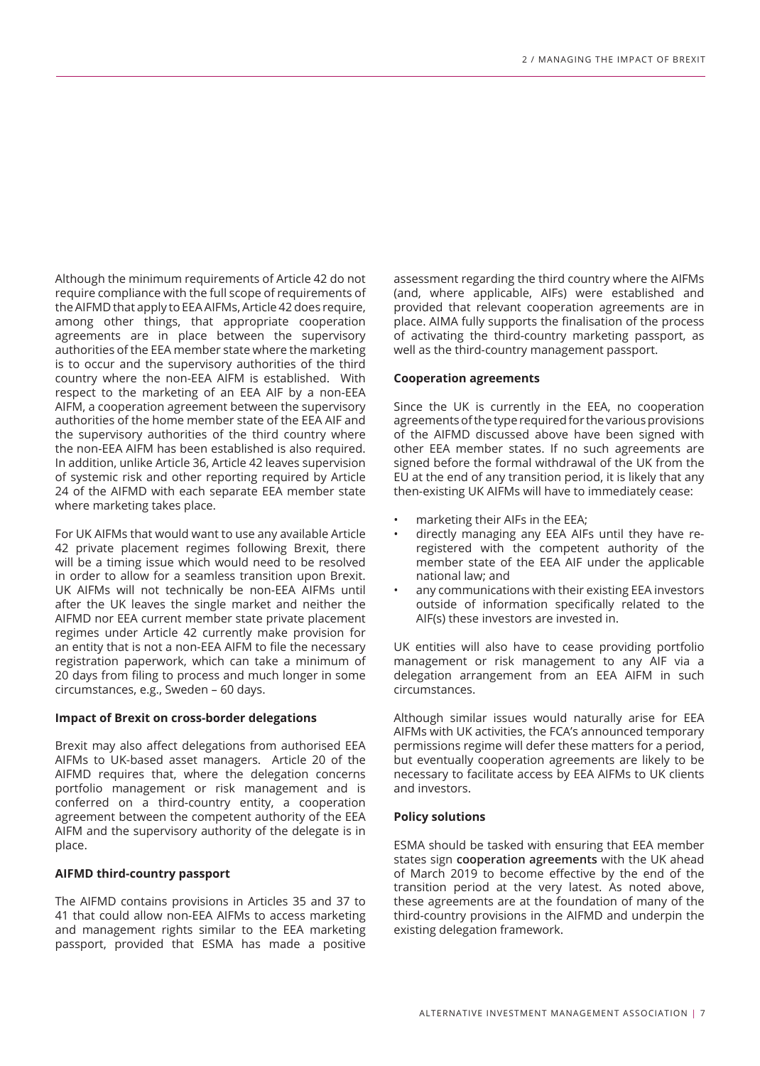Although the minimum requirements of Article 42 do not require compliance with the full scope of requirements of the AIFMD that apply to EEA AIFMs, Article 42 does require, among other things, that appropriate cooperation agreements are in place between the supervisory authorities of the EEA member state where the marketing is to occur and the supervisory authorities of the third country where the non-EEA AIFM is established. With respect to the marketing of an EEA AIF by a non-EEA AIFM, a cooperation agreement between the supervisory authorities of the home member state of the EEA AIF and the supervisory authorities of the third country where the non-EEA AIFM has been established is also required. In addition, unlike Article 36, Article 42 leaves supervision of systemic risk and other reporting required by Article 24 of the AIFMD with each separate EEA member state where marketing takes place.

For UK AIFMs that would want to use any available Article 42 private placement regimes following Brexit, there will be a timing issue which would need to be resolved in order to allow for a seamless transition upon Brexit. UK AIFMs will not technically be non-EEA AIFMs until after the UK leaves the single market and neither the AIFMD nor EEA current member state private placement regimes under Article 42 currently make provision for an entity that is not a non-EEA AIFM to file the necessary registration paperwork, which can take a minimum of 20 days from filing to process and much longer in some circumstances, e.g., Sweden – 60 days.

**Impact of Brexit on cross-border delegations**

Brexit may also affect delegations from authorised EEA AIFMs to UK-based asset managers. Article 20 of the AIFMD requires that, where the delegation concerns portfolio management or risk management and is conferred on a third-country entity, a cooperation agreement between the competent authority of the EEA AIFM and the supervisory authority of the delegate is in place.

**AIFMD third-country passport**

The AIFMD contains provisions in Articles 35 and 37 to 41 that could allow non-EEA AIFMs to access marketing and management rights similar to the EEA marketing passport, provided that ESMA has made a positive assessment regarding the third country where the AIFMs (and, where applicable, AIFs) were established and provided that relevant cooperation agreements are in place. AIMA fully supports the finalisation of the process of activating the third-country marketing passport, as well as the third-country management passport.

**Cooperation agreements**

Since the UK is currently in the EEA, no cooperation agreements of the type required for the various provisions of the AIFMD discussed above have been signed with other EEA member states. If no such agreements are signed before the formal withdrawal of the UK from the EU at the end of any transition period, it is likely that any then-existing UK AIFMs will have to immediately cease:

- marketing their AIFs in the EEA;
- directly managing any EEA AIFs until they have re-registered with the competent authority of the member state of the EEA AIF under the applicable national law; and
- any communications with their existing EEA investors outside of information specifically related to the AIF(s) these investors are invested in.

UK entities will also have to cease providing portfolio management or risk management to any AIF via a delegation arrangement from an EEA AIFM in such circumstances.

Although similar issues would naturally arise for EEA AIFMs with UK activities, the FCA's announced temporary permissions regime will defer these matters for a period, but eventually cooperation agreements are likely to be necessary to facilitate access by EEA AIFMs to UK clients and investors.

**Policy solutions**

ESMA should be tasked with ensuring that EEA member states sign **cooperation agreements** with the UK ahead of March 2019 to become effective by the end of the transition period at the very latest. As noted above, these agreements are at the foundation of many of the third-country provisions in the AIFMD and underpin the existing delegation framework.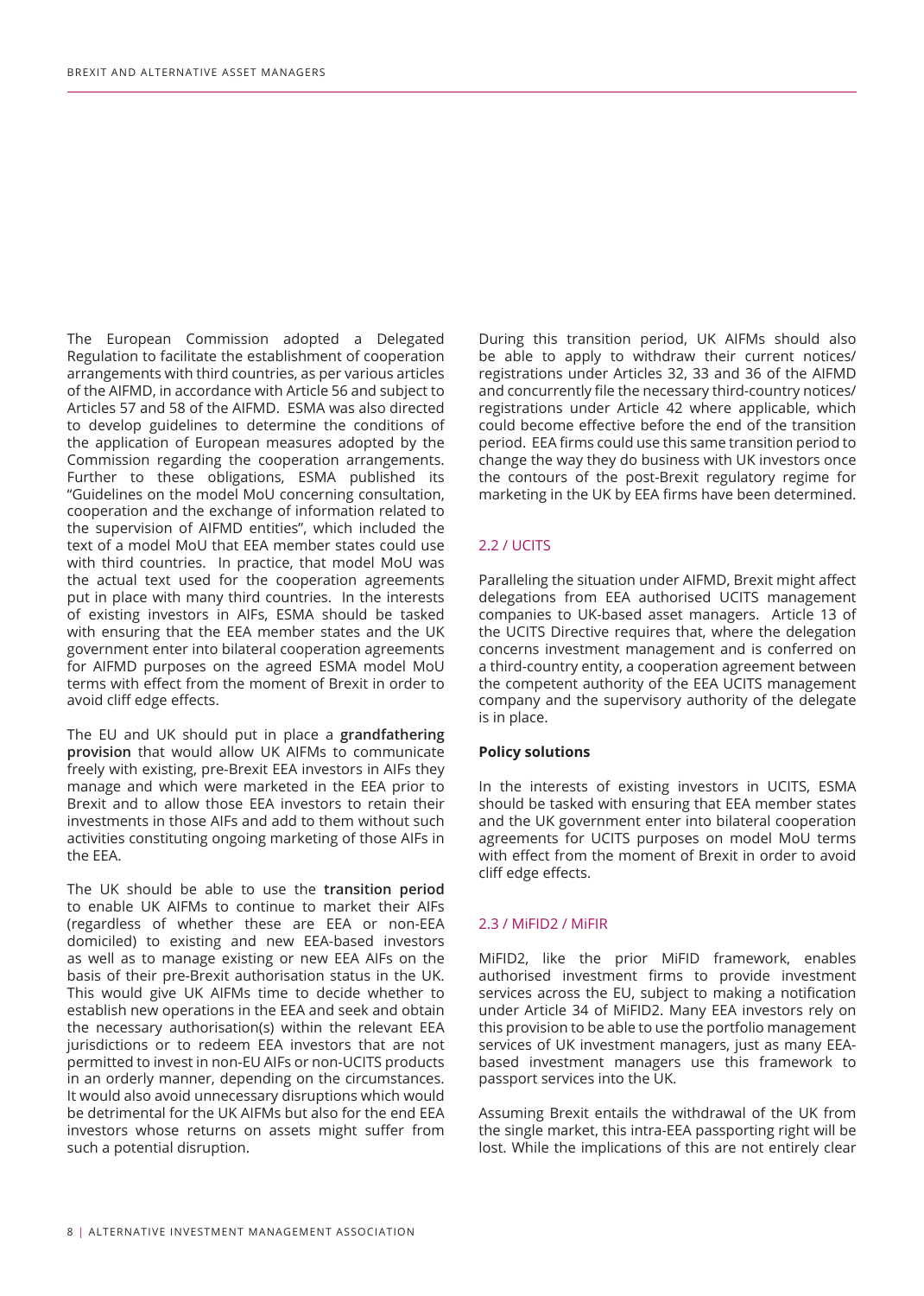The European Commission adopted a Delegated Regulation to facilitate the establishment of cooperation arrangements with third countries, as per various articles of the AIFMD, in accordance with Article 56 and subject to Articles 57 and 58 of the AIFMD. ESMA was also directed to develop guidelines to determine the conditions of the application of European measures adopted by the Commission regarding the cooperation arrangements. Further to these obligations, ESMA published its "Guidelines on the model MoU concerning consultation, cooperation and the exchange of information related to the supervision of AIFMD entities", which included the text of a model MoU that EEA member states could use with third countries. In practice, that model MoU was the actual text used for the cooperation agreements put in place with many third countries. In the interests of existing investors in AIFs, ESMA should be tasked with ensuring that the EEA member states and the UK government enter into bilateral cooperation agreements for AIFMD purposes on the agreed ESMA model MoU terms with effect from the moment of Brexit in order to avoid cliff edge effects.

The EU and UK should put in place a **grandfathering provision** that would allow UK AIFMs to communicate freely with existing, pre-Brexit EEA investors in AIFs they manage and which were marketed in the EEA prior to Brexit and to allow those EEA investors to retain their investments in those AIFs and add to them without such activities constituting ongoing marketing of those AIFs in the EEA.

The UK should be able to use the **transition period** to enable UK AIFMs to continue to market their AIFs (regardless of whether these are EEA or non-EEA domiciled) to existing and new EEA-based investors as well as to manage existing or new EEA AIFs on the basis of their pre-Brexit authorisation status in the UK. This would give UK AIFMs time to decide whether to establish new operations in the EEA and seek and obtain the necessary authorisation(s) within the relevant EEA jurisdictions or to redeem EEA investors that are not permitted to invest in non-EU AIFs or non-UCITS products in an orderly manner, depending on the circumstances. It would also avoid unnecessary disruptions which would be detrimental for the UK AIFMs but also for the end EEA investors whose returns on assets might suffer from such a potential disruption.

During this transition period, UK AIFMs should also be able to apply to withdraw their current notices/registrations under Articles 32, 33 and 36 of the AIFMD and concurrently file the necessary third-country notices/registrations under Article 42 where applicable, which could become effective before the end of the transition period. EEA firms could use this same transition period to change the way they do business with UK investors once the contours of the post-Brexit regulatory regime for marketing in the UK by EEA firms have been determined.

## 2.2 / UCITS

Paralleling the situation under AIFMD, Brexit might affect delegations from EEA authorised UCITS management companies to UK-based asset managers. Article 13 of the UCITS Directive requires that, where the delegation concerns investment management and is conferred on a third-country entity, a cooperation agreement between the competent authority of the EEA UCITS management company and the supervisory authority of the delegate is in place.

**Policy solutions**

In the interests of existing investors in UCITS, ESMA should be tasked with ensuring that EEA member states and the UK government enter into bilateral cooperation agreements for UCITS purposes on model MoU terms with effect from the moment of Brexit in order to avoid cliff edge effects.

## 2.3 / MiFID2 / MiFIR

MiFID2, like the prior MiFID framework, enables authorised investment firms to provide investment services across the EU, subject to making a notification under Article 34 of MiFID2. Many EEA investors rely on this provision to be able to use the portfolio management services of UK investment managers, just as many EEA-based investment managers use this framework to passport services into the UK.

Assuming Brexit entails the withdrawal of the UK from the single market, this intra-EEA passporting right will be lost. While the implications of this are not entirely clear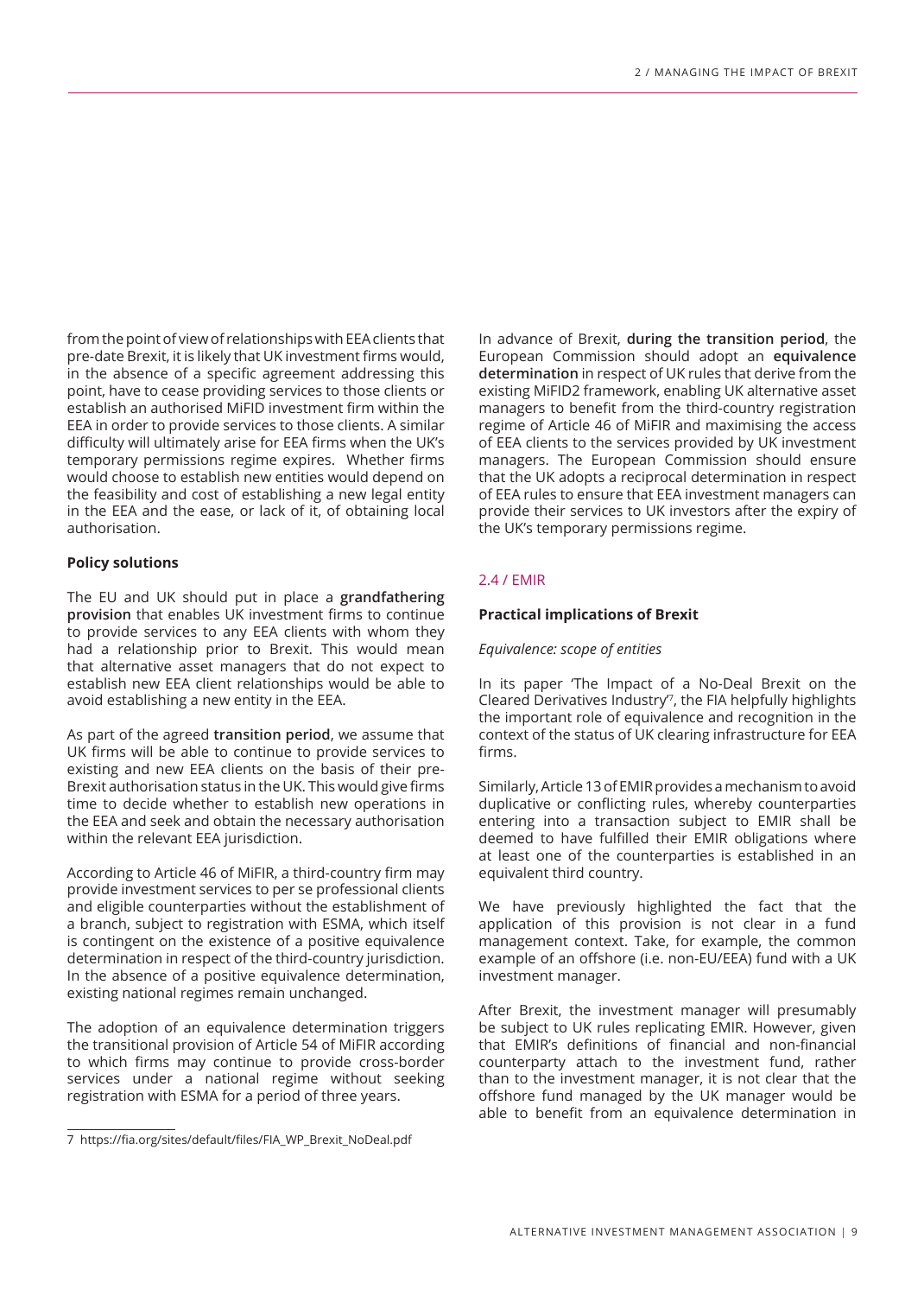from the point of view of relationships with EEA clients that pre-date Brexit, it is likely that UK investment firms would, in the absence of a specific agreement addressing this point, have to cease providing services to those clients or establish an authorised MiFID investment firm within the EEA in order to provide services to those clients. A similar difficulty will ultimately arise for EEA firms when the UK's temporary permissions regime expires. Whether firms would choose to establish new entities would depend on the feasibility and cost of establishing a new legal entity in the EEA and the ease, or lack of it, of obtaining local authorisation.

**Policy solutions**

The EU and UK should put in place a **grandfathering provision** that enables UK investment firms to continue to provide services to any EEA clients with whom they had a relationship prior to Brexit. This would mean that alternative asset managers that do not expect to establish new EEA client relationships would be able to avoid establishing a new entity in the EEA.

As part of the agreed **transition period**, we assume that UK firms will be able to continue to provide services to existing and new EEA clients on the basis of their pre-Brexit authorisation status in the UK. This would give firms time to decide whether to establish new operations in the EEA and seek and obtain the necessary authorisation within the relevant EEA jurisdiction.

According to Article 46 of MiFIR, a third-country firm may provide investment services to per se professional clients and eligible counterparties without the establishment of a branch, subject to registration with ESMA, which itself is contingent on the existence of a positive equivalence determination in respect of the third-country jurisdiction. In the absence of a positive equivalence determination, existing national regimes remain unchanged.

The adoption of an equivalence determination triggers the transitional provision of Article 54 of MiFIR according to which firms may continue to provide cross-border services under a national regime without seeking registration with ESMA for a period of three years.

In advance of Brexit, **during the transition period**, the European Commission should adopt an **equivalence determination** in respect of UK rules that derive from the existing MiFID2 framework, enabling UK alternative asset managers to benefit from the third-country registration regime of Article 46 of MiFIR and maximising the access of EEA clients to the services provided by UK investment managers. The European Commission should ensure that the UK adopts a reciprocal determination in respect of EEA rules to ensure that EEA investment managers can provide their services to UK investors after the expiry of the UK's temporary permissions regime.

## 2.4 / EMIR

**Practical implications of Brexit**

*Equivalence: scope of entities*

In its paper 'The Impact of a No-Deal Brexit on the Cleared Derivatives Industry'[7], the FIA helpfully highlights the important role of equivalence and recognition in the context of the status of UK clearing infrastructure for EEA firms.

Similarly, Article 13 of EMIR provides a mechanism to avoid duplicative or conflicting rules, whereby counterparties entering into a transaction subject to EMIR shall be deemed to have fulfilled their EMIR obligations where at least one of the counterparties is established in an equivalent third country.

We have previously highlighted the fact that the application of this provision is not clear in a fund management context. Take, for example, the common example of an offshore (i.e. non-EU/EEA) fund with a UK investment manager.

After Brexit, the investment manager will presumably be subject to UK rules replicating EMIR. However, given that EMIR's definitions of financial and non-financial counterparty attach to the investment fund, rather than to the investment manager, it is not clear that the offshore fund managed by the UK manager would be able to benefit from an equivalence determination in

7 https://fia.org/sites/default/files/FIA_WP_Brexit_NoDeal.pdf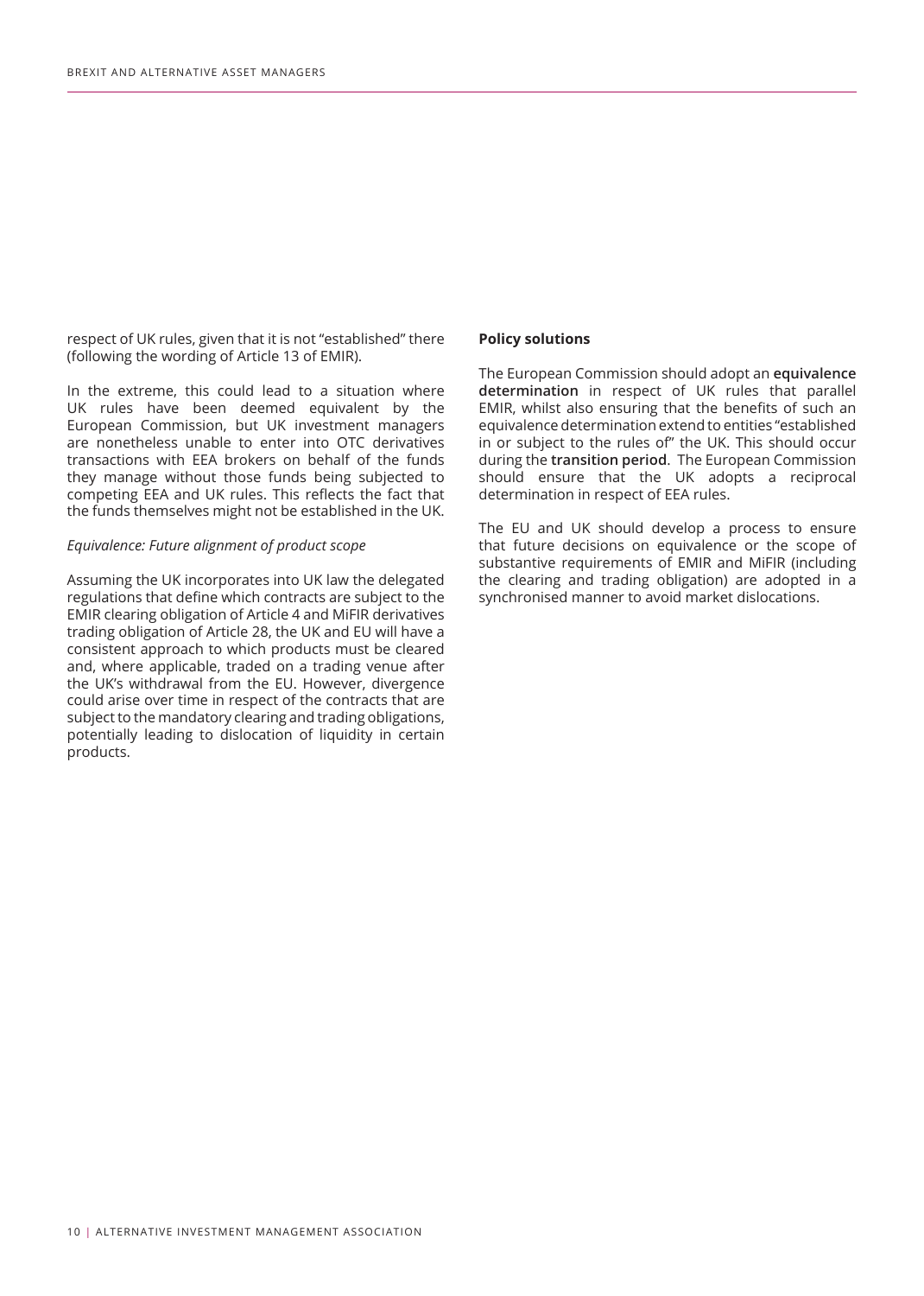respect of UK rules, given that it is not "established" there (following the wording of Article 13 of EMIR).

In the extreme, this could lead to a situation where UK rules have been deemed equivalent by the European Commission, but UK investment managers are nonetheless unable to enter into OTC derivatives transactions with EEA brokers on behalf of the funds they manage without those funds being subjected to competing EEA and UK rules. This reflects the fact that the funds themselves might not be established in the UK.

*Equivalence: Future alignment of product scope*

Assuming the UK incorporates into UK law the delegated regulations that define which contracts are subject to the EMIR clearing obligation of Article 4 and MiFIR derivatives trading obligation of Article 28, the UK and EU will have a consistent approach to which products must be cleared and, where applicable, traded on a trading venue after the UK's withdrawal from the EU. However, divergence could arise over time in respect of the contracts that are subject to the mandatory clearing and trading obligations, potentially leading to dislocation of liquidity in certain products.

**Policy solutions**

The European Commission should adopt an **equivalence determination** in respect of UK rules that parallel EMIR, whilst also ensuring that the benefits of such an equivalence determination extend to entities "established in or subject to the rules of" the UK. This should occur during the **transition period**. The European Commission should ensure that the UK adopts a reciprocal determination in respect of EEA rules.

The EU and UK should develop a process to ensure that future decisions on equivalence or the scope of substantive requirements of EMIR and MiFIR (including the clearing and trading obligation) are adopted in a synchronised manner to avoid market dislocations.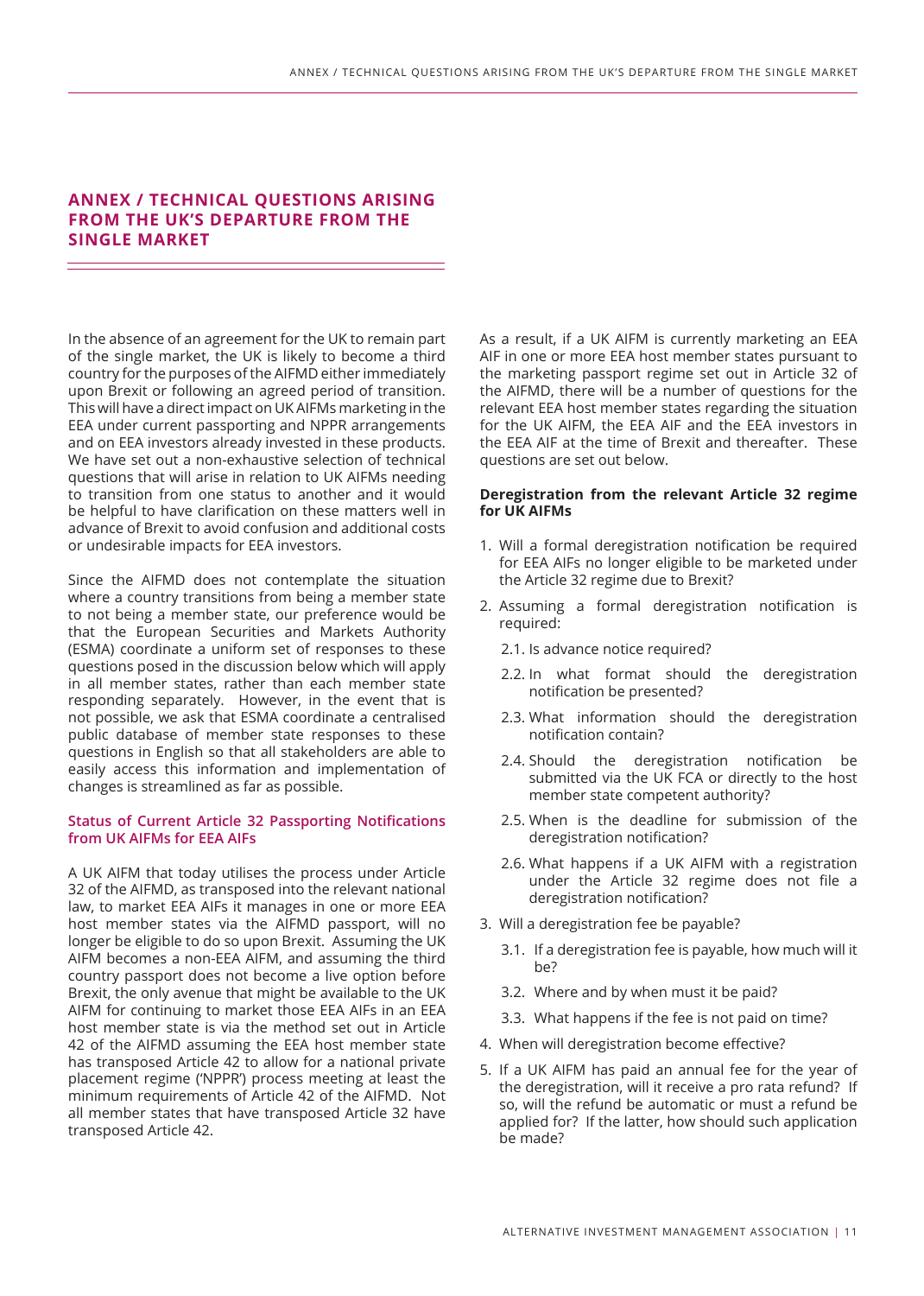## ANNEX / TECHNICAL QUESTIONS ARISING FROM THE UK'S DEPARTURE FROM THE SINGLE MARKET

In the absence of an agreement for the UK to remain part of the single market, the UK is likely to become a third country for the purposes of the AIFMD either immediately upon Brexit or following an agreed period of transition. This will have a direct impact on UK AIFMs marketing in the EEA under current passporting and NPPR arrangements and on EEA investors already invested in these products. We have set out a non-exhaustive selection of technical questions that will arise in relation to UK AIFMs needing to transition from one status to another and it would be helpful to have clarification on these matters well in advance of Brexit to avoid confusion and additional costs or undesirable impacts for EEA investors.

Since the AIFMD does not contemplate the situation where a country transitions from being a member state to not being a member state, our preference would be that the European Securities and Markets Authority (ESMA) coordinate a uniform set of responses to these questions posed in the discussion below which will apply in all member states, rather than each member state responding separately. However, in the event that is not possible, we ask that ESMA coordinate a centralised public database of member state responses to these questions in English so that all stakeholders are able to easily access this information and implementation of changes is streamlined as far as possible.

### Status of Current Article 32 Passporting Notifications from UK AIFMs for EEA AIFs

A UK AIFM that today utilises the process under Article 32 of the AIFMD, as transposed into the relevant national law, to market EEA AIFs it manages in one or more EEA host member states via the AIFMD passport, will no longer be eligible to do so upon Brexit. Assuming the UK AIFM becomes a non-EEA AIFM, and assuming the third country passport does not become a live option before Brexit, the only avenue that might be available to the UK AIFM for continuing to market those EEA AIFs in an EEA host member state is via the method set out in Article 42 of the AIFMD assuming the EEA host member state has transposed Article 42 to allow for a national private placement regime ('NPPR') process meeting at least the minimum requirements of Article 42 of the AIFMD. Not all member states that have transposed Article 32 have transposed Article 42.

As a result, if a UK AIFM is currently marketing an EEA AIF in one or more EEA host member states pursuant to the marketing passport regime set out in Article 32 of the AIFMD, there will be a number of questions for the relevant EEA host member states regarding the situation for the UK AIFM, the EEA AIF and the EEA investors in the EEA AIF at the time of Brexit and thereafter. These questions are set out below.

**Deregistration from the relevant Article 32 regime for UK AIFMs**

1. Will a formal deregistration notification be required for EEA AIFs no longer eligible to be marketed under the Article 32 regime due to Brexit?
2. Assuming a formal deregistration notification is required:
   - 2.1. Is advance notice required?
   - 2.2. In what format should the deregistration notification be presented?
   - 2.3. What information should the deregistration notification contain?
   - 2.4. Should the deregistration notification be submitted via the UK FCA or directly to the host member state competent authority?
   - 2.5. When is the deadline for submission of the deregistration notification?
   - 2.6. What happens if a UK AIFM with a registration under the Article 32 regime does not file a deregistration notification?
3. Will a deregistration fee be payable?
   - 3.1. If a deregistration fee is payable, how much will it be?
   - 3.2. Where and by when must it be paid?
   - 3.3. What happens if the fee is not paid on time?
4. When will deregistration become effective?
5. If a UK AIFM has paid an annual fee for the year of the deregistration, will it receive a pro rata refund? If so, will the refund be automatic or must a refund be applied for? If the latter, how should such application be made?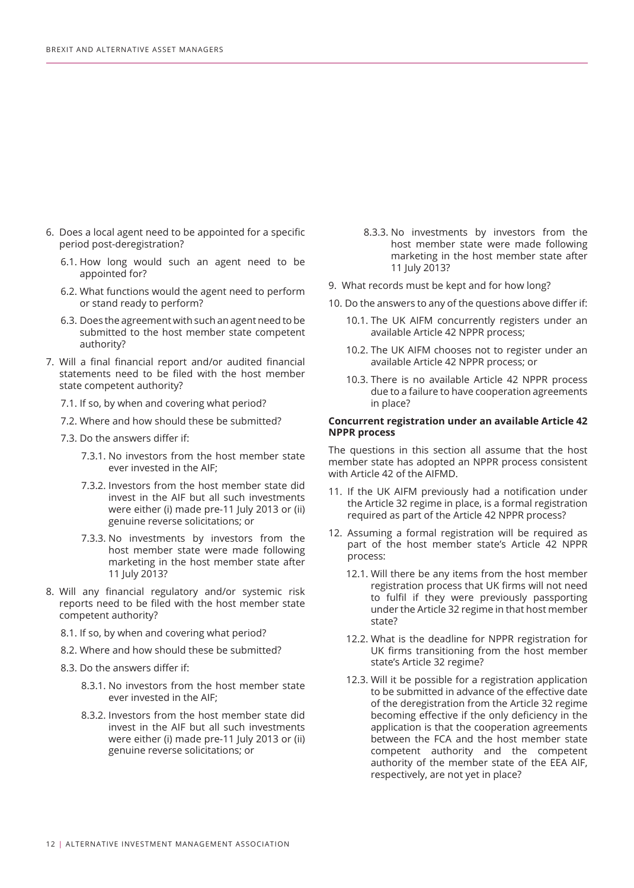6. Does a local agent need to be appointed for a specific period post-deregistration?

   6.1. How long would such an agent need to be appointed for?

   6.2. What functions would the agent need to perform or stand ready to perform?

   6.3. Does the agreement with such an agent need to be submitted to the host member state competent authority?

7. Will a final financial report and/or audited financial statements need to be filed with the host member state competent authority?

   7.1. If so, by when and covering what period?

   7.2. Where and how should these be submitted?

   7.3. Do the answers differ if:

      7.3.1. No investors from the host member state ever invested in the AIF;

      7.3.2. Investors from the host member state did invest in the AIF but all such investments were either (i) made pre-11 July 2013 or (ii) genuine reverse solicitations; or

      7.3.3. No investments by investors from the host member state were made following marketing in the host member state after 11 July 2013?

8. Will any financial regulatory and/or systemic risk reports need to be filed with the host member state competent authority?

   8.1. If so, by when and covering what period?

   8.2. Where and how should these be submitted?

   8.3. Do the answers differ if:

      8.3.1. No investors from the host member state ever invested in the AIF;

      8.3.2. Investors from the host member state did invest in the AIF but all such investments were either (i) made pre-11 July 2013 or (ii) genuine reverse solicitations; or

      8.3.3. No investments by investors from the host member state were made following marketing in the host member state after 11 July 2013?

9. What records must be kept and for how long?

10. Do the answers to any of the questions above differ if:

    10.1. The UK AIFM concurrently registers under an available Article 42 NPPR process;

    10.2. The UK AIFM chooses not to register under an available Article 42 NPPR process; or

    10.3. There is no available Article 42 NPPR process due to a failure to have cooperation agreements in place?

**Concurrent registration under an available Article 42 NPPR process**

The questions in this section all assume that the host member state has adopted an NPPR process consistent with Article 42 of the AIFMD.

11. If the UK AIFM previously had a notification under the Article 32 regime in place, is a formal registration required as part of the Article 42 NPPR process?

12. Assuming a formal registration will be required as part of the host member state's Article 42 NPPR process:

    12.1. Will there be any items from the host member registration process that UK firms will not need to fulfil if they were previously passporting under the Article 32 regime in that host member state?

    12.2. What is the deadline for NPPR registration for UK firms transitioning from the host member state's Article 32 regime?

    12.3. Will it be possible for a registration application to be submitted in advance of the effective date of the deregistration from the Article 32 regime becoming effective if the only deficiency in the application is that the cooperation agreements between the FCA and the host member state competent authority and the competent authority of the member state of the EEA AIF, respectively, are not yet in place?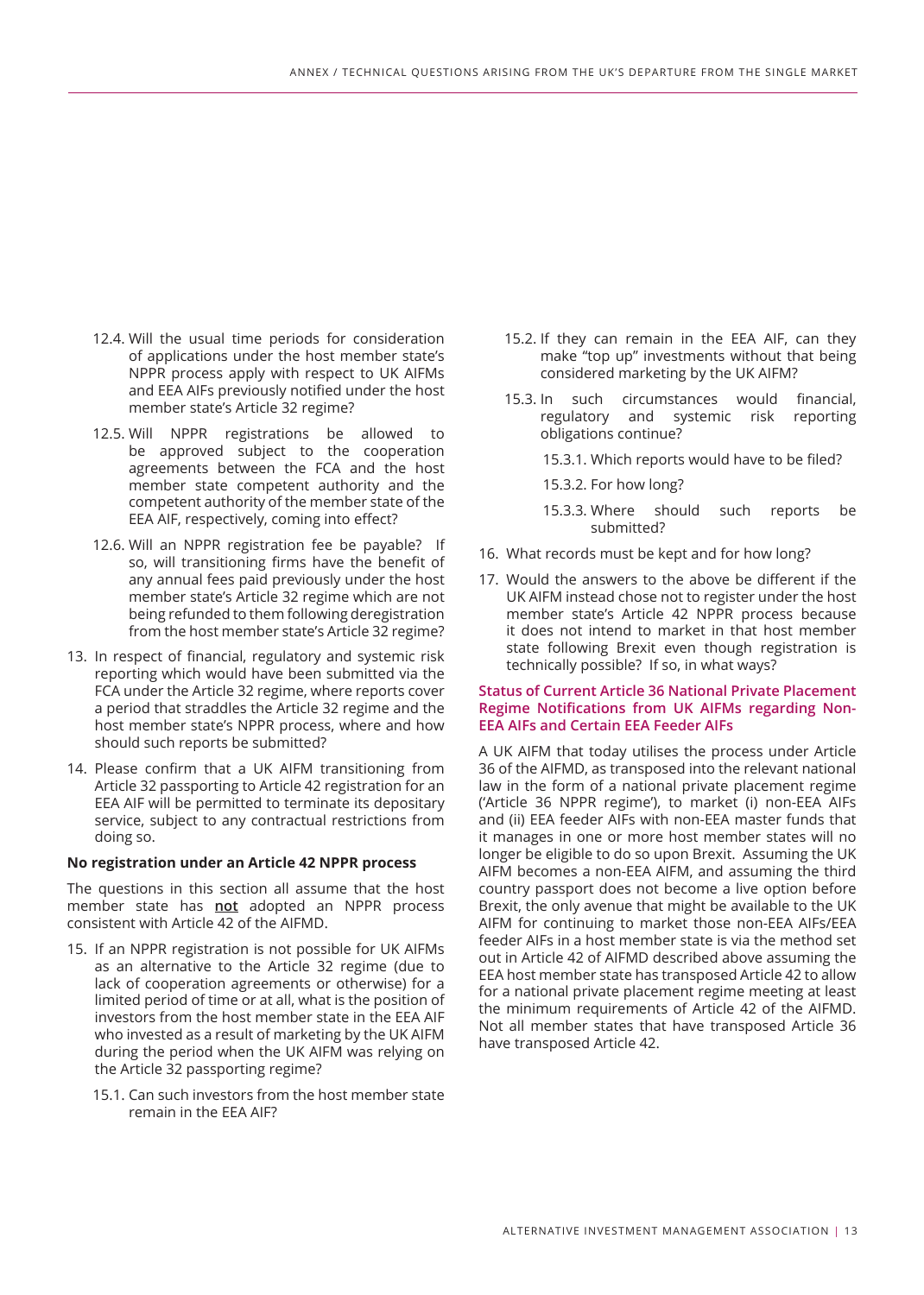12.4. Will the usual time periods for consideration of applications under the host member state's NPPR process apply with respect to UK AIFMs and EEA AIFs previously notified under the host member state's Article 32 regime?

12.5. Will NPPR registrations be allowed to be approved subject to the cooperation agreements between the FCA and the host member state competent authority and the competent authority of the member state of the EEA AIF, respectively, coming into effect?

12.6. Will an NPPR registration fee be payable? If so, will transitioning firms have the benefit of any annual fees paid previously under the host member state's Article 32 regime which are not being refunded to them following deregistration from the host member state's Article 32 regime?

13. In respect of financial, regulatory and systemic risk reporting which would have been submitted via the FCA under the Article 32 regime, where reports cover a period that straddles the Article 32 regime and the host member state's NPPR process, where and how should such reports be submitted?

14. Please confirm that a UK AIFM transitioning from Article 32 passporting to Article 42 registration for an EEA AIF will be permitted to terminate its depositary service, subject to any contractual restrictions from doing so.

**No registration under an Article 42 NPPR process**

The questions in this section all assume that the host member state has **not** adopted an NPPR process consistent with Article 42 of the AIFMD.

15. If an NPPR registration is not possible for UK AIFMs as an alternative to the Article 32 regime (due to lack of cooperation agreements or otherwise) for a limited period of time or at all, what is the position of investors from the host member state in the EEA AIF who invested as a result of marketing by the UK AIFM during the period when the UK AIFM was relying on the Article 32 passporting regime?

15.1. Can such investors from the host member state remain in the EEA AIF?

15.2. If they can remain in the EEA AIF, can they make "top up" investments without that being considered marketing by the UK AIFM?

15.3. In such circumstances would financial, regulatory and systemic risk reporting obligations continue?

15.3.1. Which reports would have to be filed?

15.3.2. For how long?

15.3.3. Where should such reports be submitted?

16. What records must be kept and for how long?

17. Would the answers to the above be different if the UK AIFM instead chose not to register under the host member state's Article 42 NPPR process because it does not intend to market in that host member state following Brexit even though registration is technically possible? If so, in what ways?

### Status of Current Article 36 National Private Placement Regime Notifications from UK AIFMs regarding Non-EEA AIFs and Certain EEA Feeder AIFs

A UK AIFM that today utilises the process under Article 36 of the AIFMD, as transposed into the relevant national law in the form of a national private placement regime ('Article 36 NPPR regime'), to market (i) non-EEA AIFs and (ii) EEA feeder AIFs with non-EEA master funds that it manages in one or more host member states will no longer be eligible to do so upon Brexit. Assuming the UK AIFM becomes a non-EEA AIFM, and assuming the third country passport does not become a live option before Brexit, the only avenue that might be available to the UK AIFM for continuing to market those non-EEA AIFs/EEA feeder AIFs in a host member state is via the method set out in Article 42 of AIFMD described above assuming the EEA host member state has transposed Article 42 to allow for a national private placement regime meeting at least the minimum requirements of Article 42 of the AIFMD. Not all member states that have transposed Article 36 have transposed Article 42.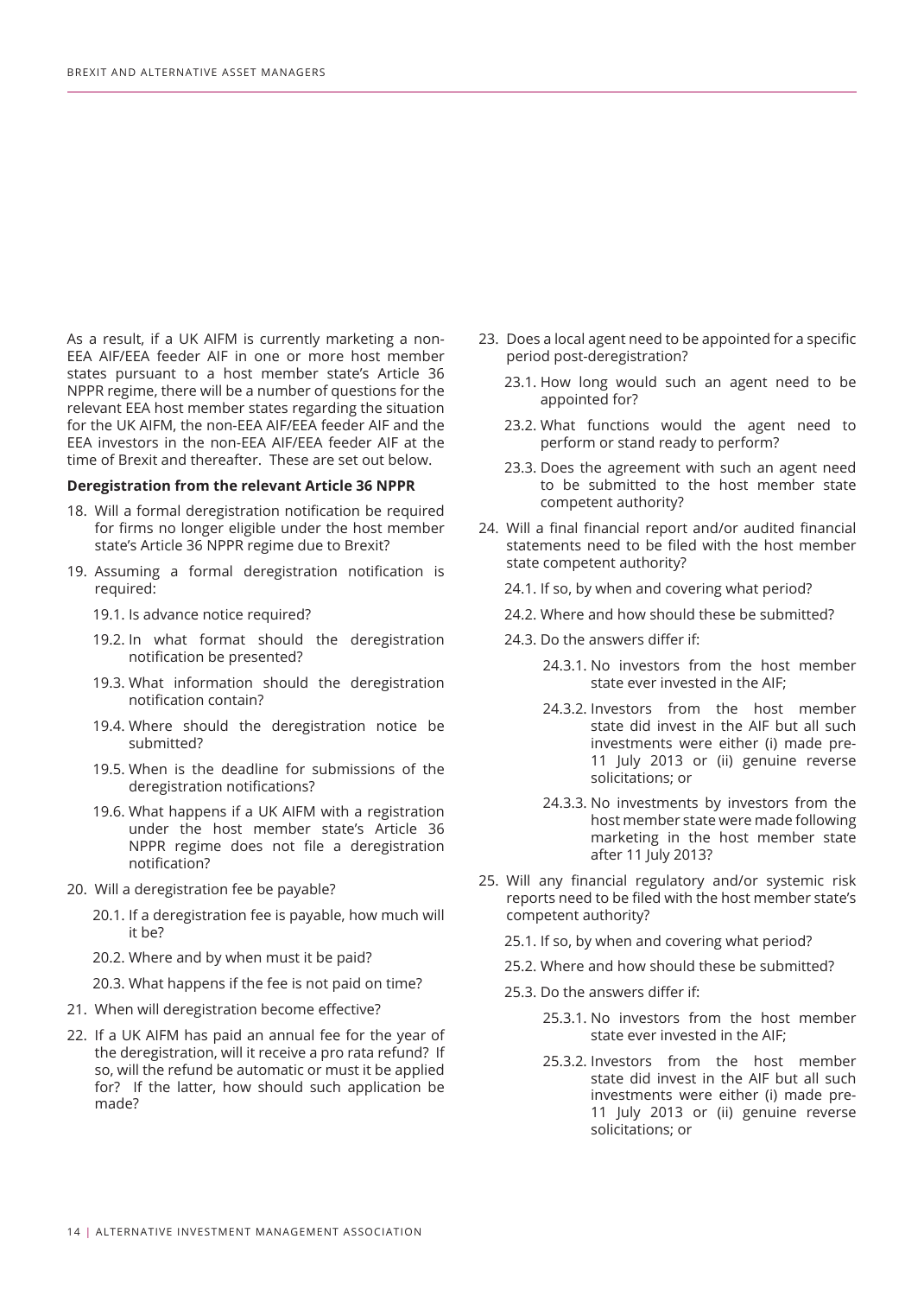As a result, if a UK AIFM is currently marketing a non-EEA AIF/EEA feeder AIF in one or more host member states pursuant to a host member state's Article 36 NPPR regime, there will be a number of questions for the relevant EEA host member states regarding the situation for the UK AIFM, the non-EEA AIF/EEA feeder AIF and the EEA investors in the non-EEA AIF/EEA feeder AIF at the time of Brexit and thereafter. These are set out below.

**Deregistration from the relevant Article 36 NPPR**

18. Will a formal deregistration notification be required for firms no longer eligible under the host member state's Article 36 NPPR regime due to Brexit?
19. Assuming a formal deregistration notification is required:
    - 19.1. Is advance notice required?
    - 19.2. In what format should the deregistration notification be presented?
    - 19.3. What information should the deregistration notification contain?
    - 19.4. Where should the deregistration notice be submitted?
    - 19.5. When is the deadline for submissions of the deregistration notifications?
    - 19.6. What happens if a UK AIFM with a registration under the host member state's Article 36 NPPR regime does not file a deregistration notification?
20. Will a deregistration fee be payable?
    - 20.1. If a deregistration fee is payable, how much will it be?
    - 20.2. Where and by when must it be paid?
    - 20.3. What happens if the fee is not paid on time?
21. When will deregistration become effective?
22. If a UK AIFM has paid an annual fee for the year of the deregistration, will it receive a pro rata refund? If so, will the refund be automatic or must it be applied for? If the latter, how should such application be made?
23. Does a local agent need to be appointed for a specific period post-deregistration?
    - 23.1. How long would such an agent need to be appointed for?
    - 23.2. What functions would the agent need to perform or stand ready to perform?
    - 23.3. Does the agreement with such an agent need to be submitted to the host member state competent authority?
24. Will a final financial report and/or audited financial statements need to be filed with the host member state competent authority?
    - 24.1. If so, by when and covering what period?
    - 24.2. Where and how should these be submitted?
    - 24.3. Do the answers differ if:
        - 24.3.1. No investors from the host member state ever invested in the AIF;
        - 24.3.2. Investors from the host member state did invest in the AIF but all such investments were either (i) made pre-11 July 2013 or (ii) genuine reverse solicitations; or
        - 24.3.3. No investments by investors from the host member state were made following marketing in the host member state after 11 July 2013?
25. Will any financial regulatory and/or systemic risk reports need to be filed with the host member state's competent authority?
    - 25.1. If so, by when and covering what period?
    - 25.2. Where and how should these be submitted?
    - 25.3. Do the answers differ if:
        - 25.3.1. No investors from the host member state ever invested in the AIF;
        - 25.3.2. Investors from the host member state did invest in the AIF but all such investments were either (i) made pre-11 July 2013 or (ii) genuine reverse solicitations; or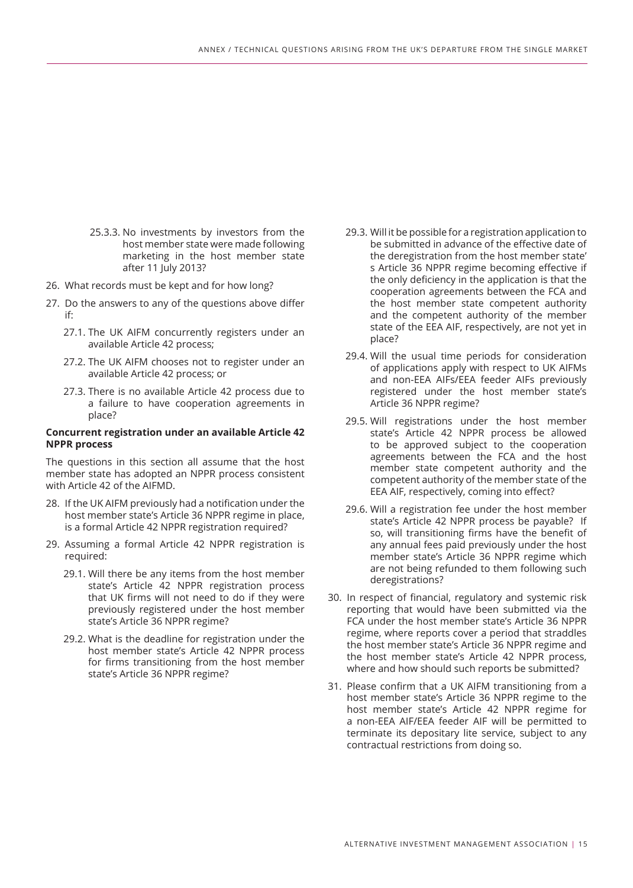25.3.3. No investments by investors from the host member state were made following marketing in the host member state after 11 July 2013?

26. What records must be kept and for how long?

27. Do the answers to any of the questions above differ if:

    27.1. The UK AIFM concurrently registers under an available Article 42 process;

    27.2. The UK AIFM chooses not to register under an available Article 42 process; or

    27.3. There is no available Article 42 process due to a failure to have cooperation agreements in place?

**Concurrent registration under an available Article 42 NPPR process**

The questions in this section all assume that the host member state has adopted an NPPR process consistent with Article 42 of the AIFMD.

28. If the UK AIFM previously had a notification under the host member state's Article 36 NPPR regime in place, is a formal Article 42 NPPR registration required?

29. Assuming a formal Article 42 NPPR registration is required:

    29.1. Will there be any items from the host member state's Article 42 NPPR registration process that UK firms will not need to do if they were previously registered under the host member state's Article 36 NPPR regime?

    29.2. What is the deadline for registration under the host member state's Article 42 NPPR process for firms transitioning from the host member state's Article 36 NPPR regime?

    29.3. Will it be possible for a registration application to be submitted in advance of the effective date of the deregistration from the host member state' s Article 36 NPPR regime becoming effective if the only deficiency in the application is that the cooperation agreements between the FCA and the host member state competent authority and the competent authority of the member state of the EEA AIF, respectively, are not yet in place?

    29.4. Will the usual time periods for consideration of applications apply with respect to UK AIFMs and non-EEA AIFs/EEA feeder AIFs previously registered under the host member state's Article 36 NPPR regime?

    29.5. Will registrations under the host member state's Article 42 NPPR process be allowed to be approved subject to the cooperation agreements between the FCA and the host member state competent authority and the competent authority of the member state of the EEA AIF, respectively, coming into effect?

    29.6. Will a registration fee under the host member state's Article 42 NPPR process be payable? If so, will transitioning firms have the benefit of any annual fees paid previously under the host member state's Article 36 NPPR regime which are not being refunded to them following such deregistrations?

30. In respect of financial, regulatory and systemic risk reporting that would have been submitted via the FCA under the host member state's Article 36 NPPR regime, where reports cover a period that straddles the host member state's Article 36 NPPR regime and the host member state's Article 42 NPPR process, where and how should such reports be submitted?

31. Please confirm that a UK AIFM transitioning from a host member state's Article 36 NPPR regime to the host member state's Article 42 NPPR regime for a non-EEA AIF/EEA feeder AIF will be permitted to terminate its depositary lite service, subject to any contractual restrictions from doing so.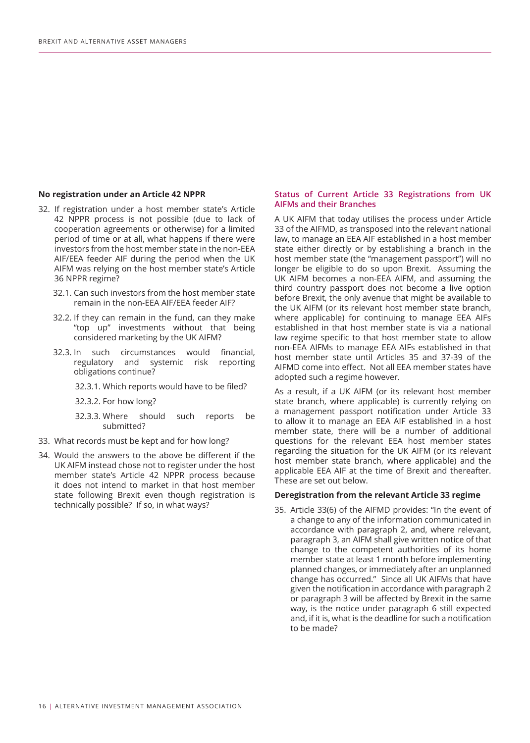### No registration under an Article 42 NPPR

32. If registration under a host member state's Article 42 NPPR process is not possible (due to lack of cooperation agreements or otherwise) for a limited period of time or at all, what happens if there were investors from the host member state in the non-EEA AIF/EEA feeder AIF during the period when the UK AIFM was relying on the host member state's Article 36 NPPR regime?
    - 32.1. Can such investors from the host member state remain in the non-EEA AIF/EEA feeder AIF?
    - 32.2. If they can remain in the fund, can they make "top up" investments without that being considered marketing by the UK AIFM?
    - 32.3. In such circumstances would financial, regulatory and systemic risk reporting obligations continue?
        - 32.3.1. Which reports would have to be filed?
        - 32.3.2. For how long?
        - 32.3.3. Where should such reports be submitted?
33. What records must be kept and for how long?
34. Would the answers to the above be different if the UK AIFM instead chose not to register under the host member state's Article 42 NPPR process because it does not intend to market in that host member state following Brexit even though registration is technically possible? If so, in what ways?

## Status of Current Article 33 Registrations from UK AIFMs and their Branches

A UK AIFM that today utilises the process under Article 33 of the AIFMD, as transposed into the relevant national law, to manage an EEA AIF established in a host member state either directly or by establishing a branch in the host member state (the "management passport") will no longer be eligible to do so upon Brexit. Assuming the UK AIFM becomes a non-EEA AIFM, and assuming the third country passport does not become a live option before Brexit, the only avenue that might be available to the UK AIFM (or its relevant host member state branch, where applicable) for continuing to manage EEA AIFs established in that host member state is via a national law regime specific to that host member state to allow non-EEA AIFMs to manage EEA AIFs established in that host member state until Articles 35 and 37-39 of the AIFMD come into effect. Not all EEA member states have adopted such a regime however.

As a result, if a UK AIFM (or its relevant host member state branch, where applicable) is currently relying on a management passport notification under Article 33 to allow it to manage an EEA AIF established in a host member state, there will be a number of additional questions for the relevant EEA host member states regarding the situation for the UK AIFM (or its relevant host member state branch, where applicable) and the applicable EEA AIF at the time of Brexit and thereafter. These are set out below.

### Deregistration from the relevant Article 33 regime

35. Article 33(6) of the AIFMD provides: "In the event of a change to any of the information communicated in accordance with paragraph 2, and, where relevant, paragraph 3, an AIFM shall give written notice of that change to the competent authorities of its home member state at least 1 month before implementing planned changes, or immediately after an unplanned change has occurred." Since all UK AIFMs that have given the notification in accordance with paragraph 2 or paragraph 3 will be affected by Brexit in the same way, is the notice under paragraph 6 still expected and, if it is, what is the deadline for such a notification to be made?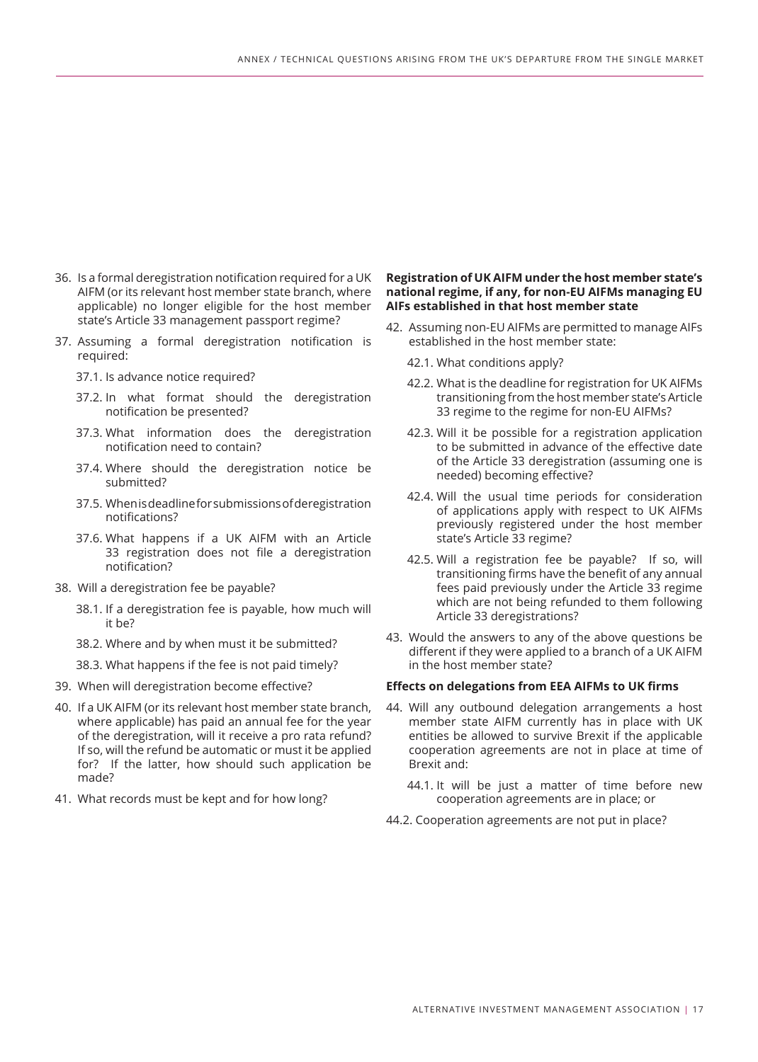36. Is a formal deregistration notification required for a UK AIFM (or its relevant host member state branch, where applicable) no longer eligible for the host member state's Article 33 management passport regime?

37. Assuming a formal deregistration notification is required:

    37.1. Is advance notice required?

    37.2. In what format should the deregistration notification be presented?

    37.3. What information does the deregistration notification need to contain?

    37.4. Where should the deregistration notice be submitted?

    37.5. When is deadline for submissions of deregistration notifications?

    37.6. What happens if a UK AIFM with an Article 33 registration does not file a deregistration notification?

38. Will a deregistration fee be payable?

    38.1. If a deregistration fee is payable, how much will it be?

    38.2. Where and by when must it be submitted?

    38.3. What happens if the fee is not paid timely?

39. When will deregistration become effective?

40. If a UK AIFM (or its relevant host member state branch, where applicable) has paid an annual fee for the year of the deregistration, will it receive a pro rata refund? If so, will the refund be automatic or must it be applied for? If the latter, how should such application be made?

41. What records must be kept and for how long?

**Registration of UK AIFM under the host member state's national regime, if any, for non-EU AIFMs managing EU AIFs established in that host member state**

42. Assuming non-EU AIFMs are permitted to manage AIFs established in the host member state:

    42.1. What conditions apply?

    42.2. What is the deadline for registration for UK AIFMs transitioning from the host member state's Article 33 regime to the regime for non-EU AIFMs?

    42.3. Will it be possible for a registration application to be submitted in advance of the effective date of the Article 33 deregistration (assuming one is needed) becoming effective?

    42.4. Will the usual time periods for consideration of applications apply with respect to UK AIFMs previously registered under the host member state's Article 33 regime?

    42.5. Will a registration fee be payable? If so, will transitioning firms have the benefit of any annual fees paid previously under the Article 33 regime which are not being refunded to them following Article 33 deregistrations?

43. Would the answers to any of the above questions be different if they were applied to a branch of a UK AIFM in the host member state?

**Effects on delegations from EEA AIFMs to UK firms**

44. Will any outbound delegation arrangements a host member state AIFM currently has in place with UK entities be allowed to survive Brexit if the applicable cooperation agreements are not in place at time of Brexit and:

    44.1. It will be just a matter of time before new cooperation agreements are in place; or

44.2. Cooperation agreements are not put in place?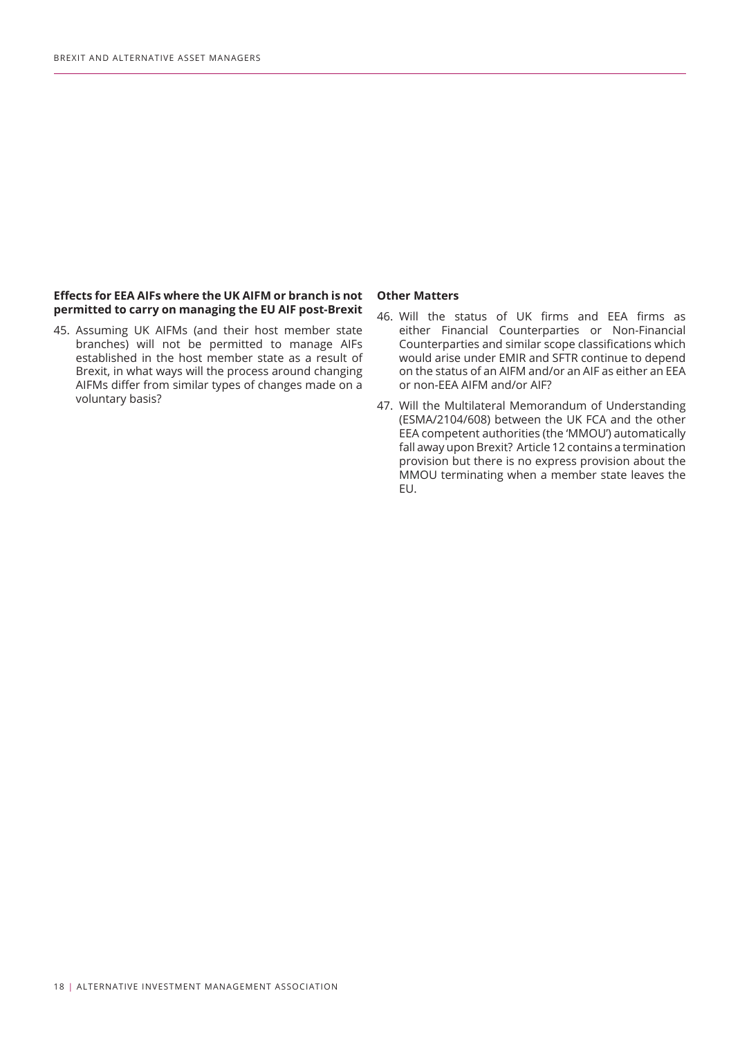**Effects for EEA AIFs where the UK AIFM or branch is not permitted to carry on managing the EU AIF post-Brexit**

45. Assuming UK AIFMs (and their host member state branches) will not be permitted to manage AIFs established in the host member state as a result of Brexit, in what ways will the process around changing AIFMs differ from similar types of changes made on a voluntary basis?

**Other Matters**

46. Will the status of UK firms and EEA firms as either Financial Counterparties or Non-Financial Counterparties and similar scope classifications which would arise under EMIR and SFTR continue to depend on the status of an AIFM and/or an AIF as either an EEA or non-EEA AIFM and/or AIF?

47. Will the Multilateral Memorandum of Understanding (ESMA/2104/608) between the UK FCA and the other EEA competent authorities (the 'MMOU') automatically fall away upon Brexit? Article 12 contains a termination provision but there is no express provision about the MMOU terminating when a member state leaves the EU.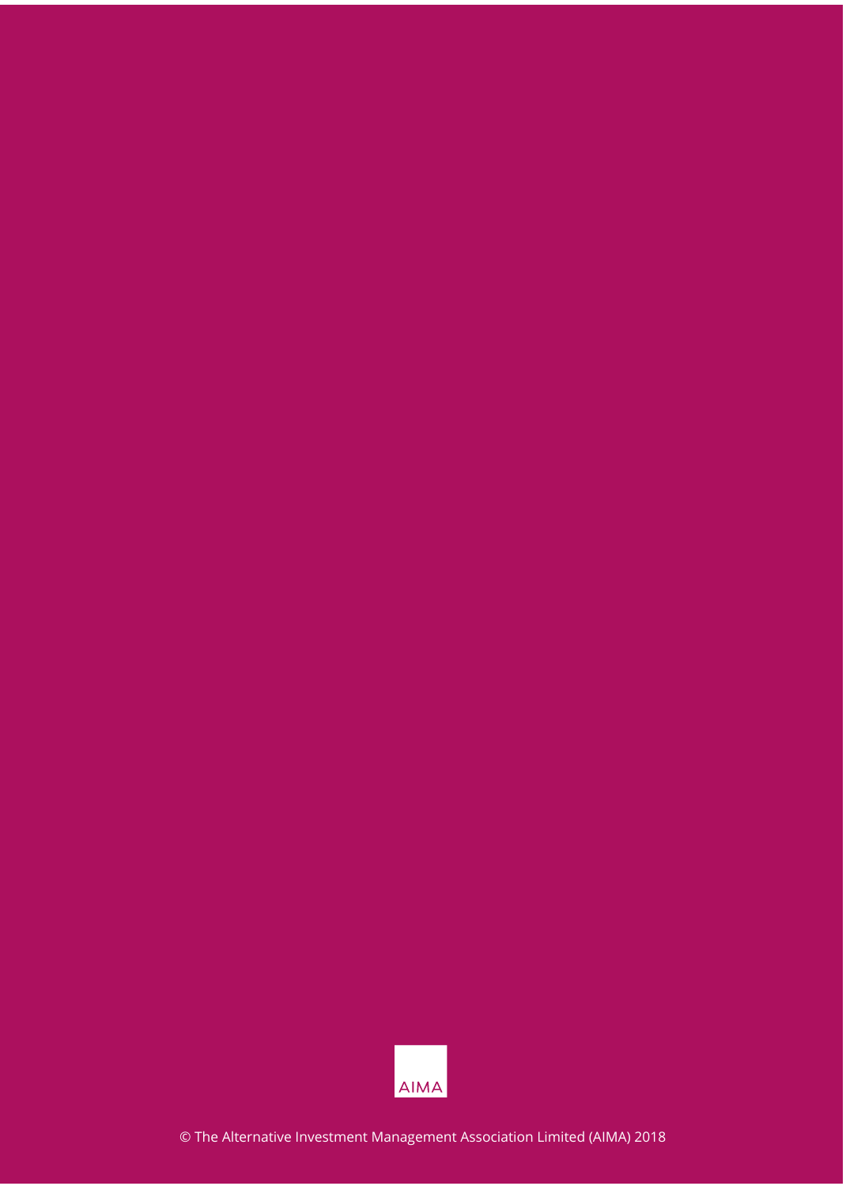AIMA

© The Alternative Investment Management Association Limited (AIMA) 2018